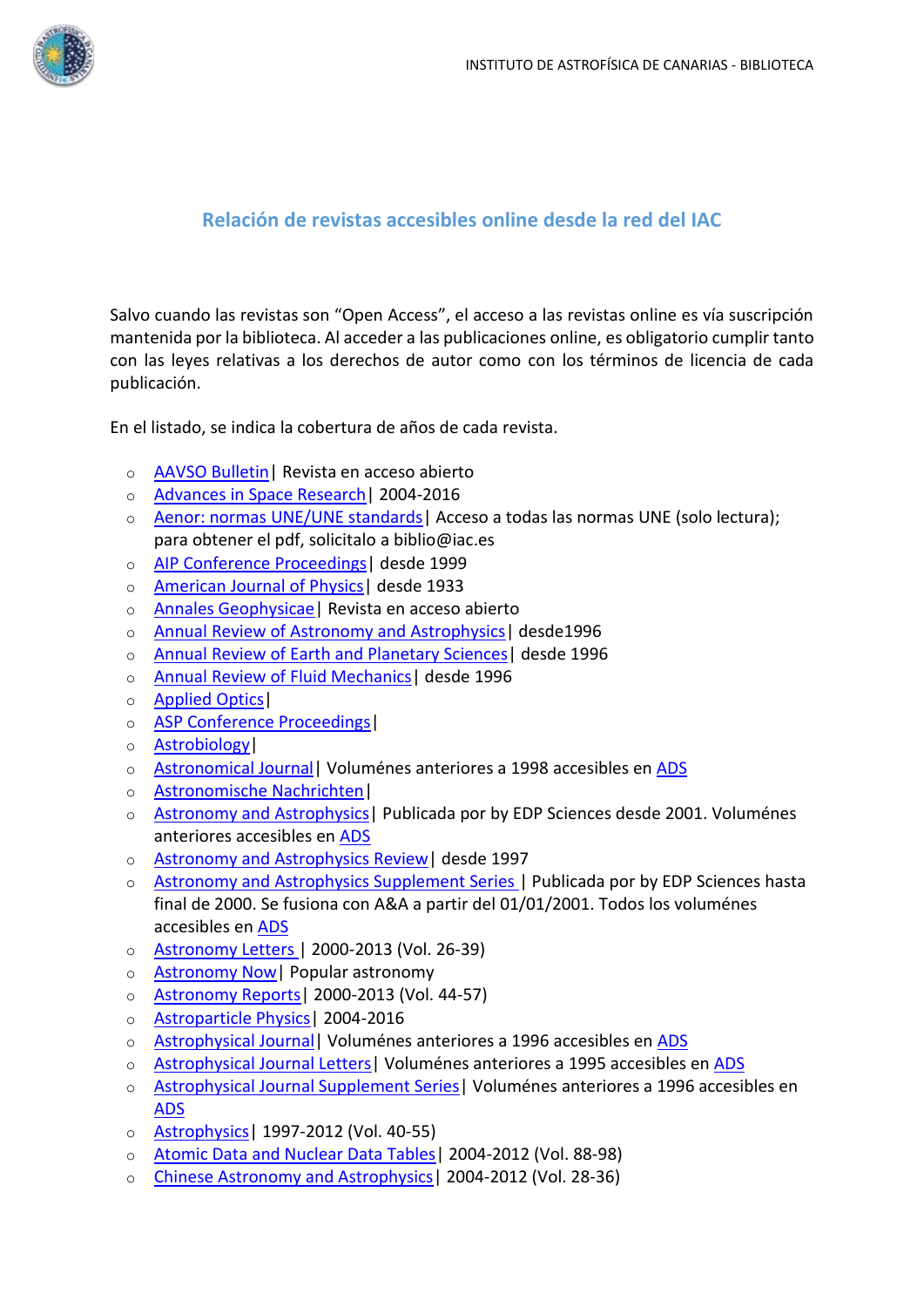## Relación de revistas accesibles online desde la red del IAC

Salvo cuando las revistas son "Open Access", el acceso a las revistas online es vía suscripción mantenida por la biblioteca. Al acceder a las publicaciones online, es obligatorio cumplir tanto con las leyes relativas a los derechos de autor como con los términos de licencia de cada publicación.

En el listado, se indica la cobertura de años de cada revista.

- AAVSO Bulletin| Revista en acceso abierto
- Advances in Space Research| 2004-2016
- Aenor: normas UNE/UNE standards| Acceso a todas las normas UNE (solo lectura); para obtener el pdf, solicítalo a biblio@iac.es
- AIP Conference Proceedings| desde 1999
- American Journal of Physics| desde 1933
- Annales Geophysicae| Revista en acceso abierto
- Annual Review of Astronomy and Astrophysics| desde1996
- Annual Review of Earth and Planetary Sciences| desde 1996
- Annual Review of Fluid Mechanics| desde 1996
- Applied Optics|
- ASP Conference Proceedings|
- Astrobiology|
- Astronomical Journal| Voluménes anteriores a 1998 accesibles en ADS
- Astronomische Nachrichten|
- Astronomy and Astrophysics| Publicada por by EDP Sciences desde 2001. Voluménes anteriores accesibles en ADS
- Astronomy and Astrophysics Review| desde 1997
- Astronomy and Astrophysics Supplement Series | Publicada por by EDP Sciences hasta final de 2000. Se fusiona con A&A a partir del 01/01/2001. Todos los voluménes accesibles en ADS
- Astronomy Letters | 2000-2013 (Vol. 26-39)
- Astronomy Now| Popular astronomy
- Astronomy Reports| 2000-2013 (Vol. 44-57)
- Astroparticle Physics| 2004-2016
- Astrophysical Journal| Voluménes anteriores a 1996 accesibles en ADS
- Astrophysical Journal Letters| Voluménes anteriores a 1995 accesibles en ADS
- Astrophysical Journal Supplement Series| Voluménes anteriores a 1996 accesibles en ADS
- Astrophysics| 1997-2012 (Vol. 40-55)
- Atomic Data and Nuclear Data Tables| 2004-2012 (Vol. 88-98)
- Chinese Astronomy and Astrophysics| 2004-2012 (Vol. 28-36)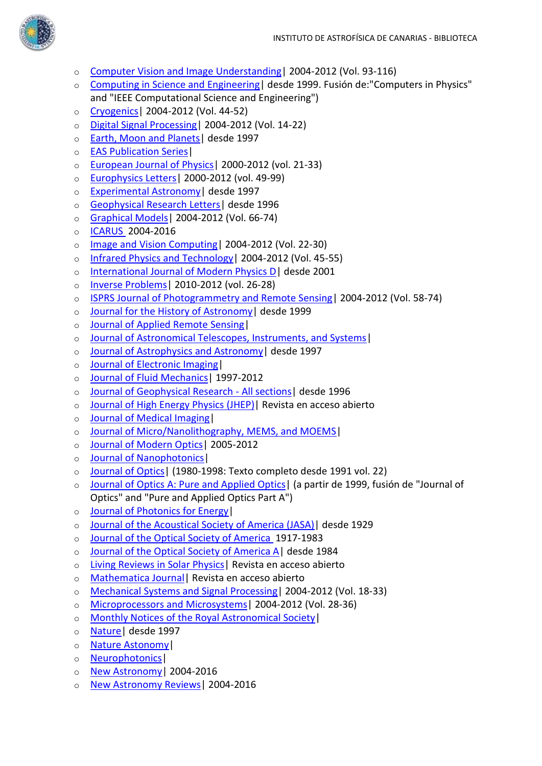- Computer Vision and Image Understanding| 2004-2012 (Vol. 93-116)
- Computing in Science and Engineering| desde 1999. Fusión de:"Computers in Physics" and "IEEE Computational Science and Engineering")
- Cryogenics| 2004-2012 (Vol. 44-52)
- Digital Signal Processing| 2004-2012 (Vol. 14-22)
- Earth, Moon and Planets| desde 1997
- EAS Publication Series|
- European Journal of Physics| 2000-2012 (vol. 21-33)
- Europhysics Letters| 2000-2012 (vol. 49-99)
- Experimental Astronomy| desde 1997
- Geophysical Research Letters| desde 1996
- Graphical Models| 2004-2012 (Vol. 66-74)
- ICARUS 2004-2016
- Image and Vision Computing| 2004-2012 (Vol. 22-30)
- Infrared Physics and Technology| 2004-2012 (Vol. 45-55)
- International Journal of Modern Physics D| desde 2001
- Inverse Problems| 2010-2012 (vol. 26-28)
- ISPRS Journal of Photogrammetry and Remote Sensing| 2004-2012 (Vol. 58-74)
- Journal for the History of Astronomy| desde 1999
- Journal of Applied Remote Sensing|
- Journal of Astronomical Telescopes, Instruments, and Systems|
- Journal of Astrophysics and Astronomy| desde 1997
- Journal of Electronic Imaging|
- Journal of Fluid Mechanics| 1997-2012
- Journal of Geophysical Research - All sections| desde 1996
- Journal of High Energy Physics (JHEP)| Revista en acceso abierto
- Journal of Medical Imaging|
- Journal of Micro/Nanolithography, MEMS, and MOEMS|
- Journal of Modern Optics| 2005-2012
- Journal of Nanophotonics|
- Journal of Optics| (1980-1998: Texto completo desde 1991 vol. 22)
- Journal of Optics A: Pure and Applied Optics| (a partir de 1999, fusión de "Journal of Optics" and "Pure and Applied Optics Part A")
- Journal of Photonics for Energy|
- Journal of the Acoustical Society of America (JASA)| desde 1929
- Journal of the Optical Society of America 1917-1983
- Journal of the Optical Society of America A| desde 1984
- Living Reviews in Solar Physics| Revista en acceso abierto
- Mathematica Journal| Revista en acceso abierto
- Mechanical Systems and Signal Processing| 2004-2012 (Vol. 18-33)
- Microprocessors and Microsystems| 2004-2012 (Vol. 28-36)
- Monthly Notices of the Royal Astronomical Society|
- Nature| desde 1997
- Nature Astonomy|
- Neurophotonics|
- New Astronomy| 2004-2016
- New Astronomy Reviews| 2004-2016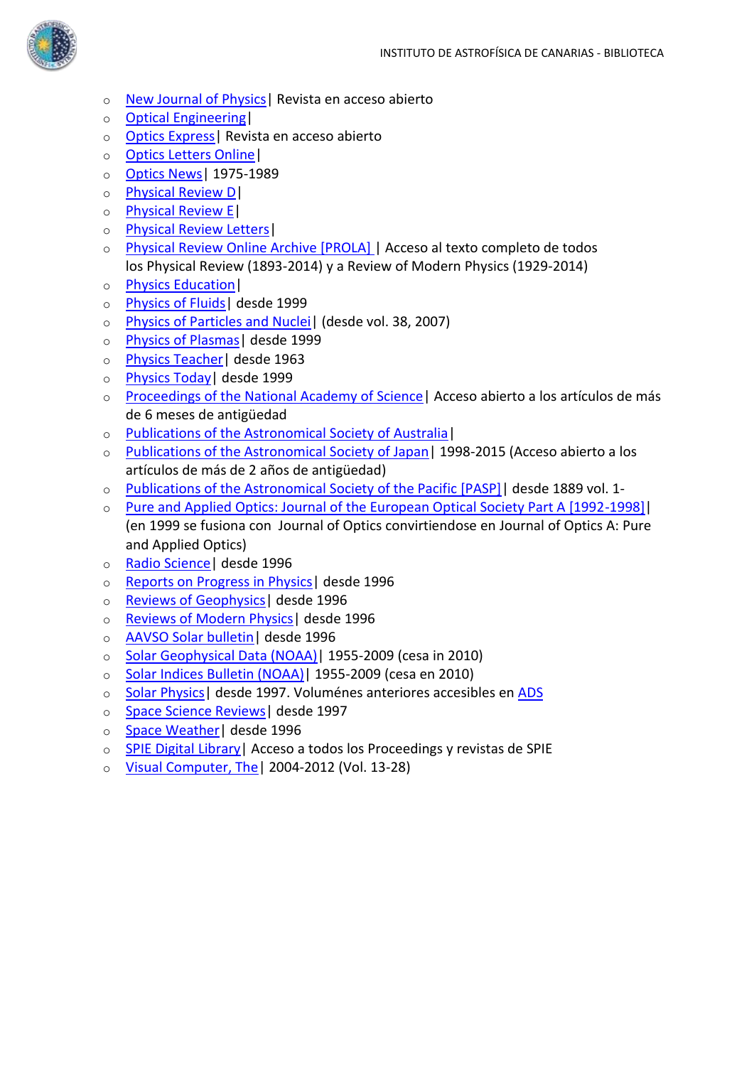- New Journal of Physics| Revista en acceso abierto
- Optical Engineering|
- Optics Express| Revista en acceso abierto
- Optics Letters Online|
- Optics News| 1975-1989
- Physical Review D|
- Physical Review E|
- Physical Review Letters|
- Physical Review Online Archive [PROLA] | Acceso al texto completo de todos los Physical Review (1893-2014) y a Review of Modern Physics (1929-2014)
- Physics Education|
- Physics of Fluids| desde 1999
- Physics of Particles and Nuclei| (desde vol. 38, 2007)
- Physics of Plasmas| desde 1999
- Physics Teacher| desde 1963
- Physics Today| desde 1999
- Proceedings of the National Academy of Science| Acceso abierto a los artículos de más de 6 meses de antigüedad
- Publications of the Astronomical Society of Australia|
- Publications of the Astronomical Society of Japan| 1998-2015 (Acceso abierto a los artículos de más de 2 años de antigüedad)
- Publications of the Astronomical Society of the Pacific [PASP]| desde 1889 vol. 1-
- Pure and Applied Optics: Journal of the European Optical Society Part A [1992-1998]| (en 1999 se fusiona con Journal of Optics convirtiendose en Journal of Optics A: Pure and Applied Optics)
- Radio Science| desde 1996
- Reports on Progress in Physics| desde 1996
- Reviews of Geophysics| desde 1996
- Reviews of Modern Physics| desde 1996
- AAVSO Solar bulletin| desde 1996
- Solar Geophysical Data (NOAA)| 1955-2009 (cesa in 2010)
- Solar Indices Bulletin (NOAA)| 1955-2009 (cesa en 2010)
- Solar Physics| desde 1997. Voluménes anteriores accesibles en ADS
- Space Science Reviews| desde 1997
- Space Weather| desde 1996
- SPIE Digital Library| Acceso a todos los Proceedings y revistas de SPIE
- Visual Computer, The| 2004-2012 (Vol. 13-28)